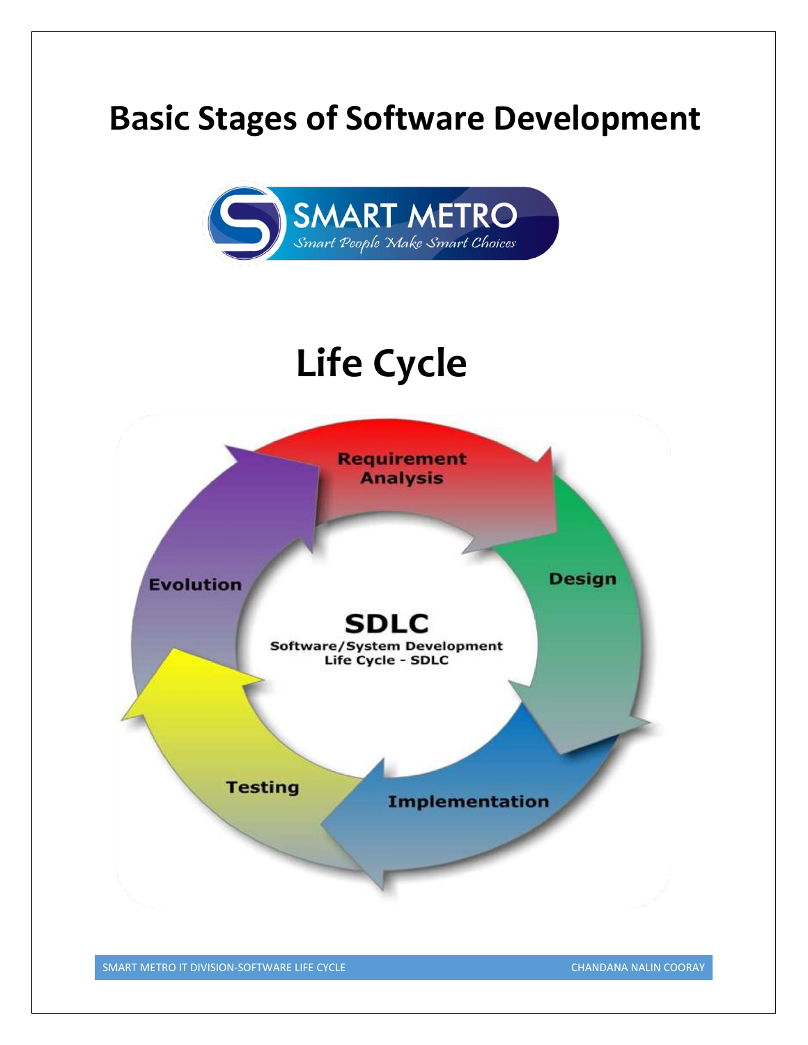# Basic Stages of Software Development

SMART METRO

*Smart People Make Smart Choices*

# Life Cycle

Requirement Analysis

Design

Implementation

Testing

Evolution

**SDLC**

**Software/System Development Life Cycle - SDLC**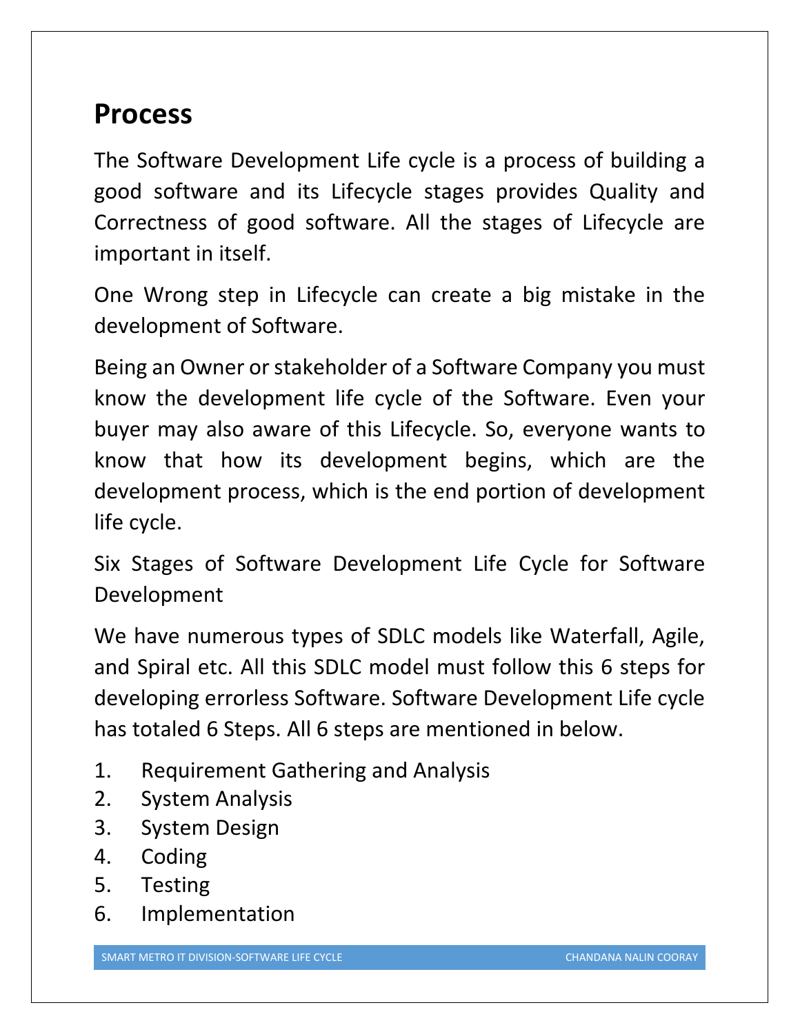## Process

The Software Development Life cycle is a process of building a good software and its Lifecycle stages provides Quality and Correctness of good software. All the stages of Lifecycle are important in itself.

One Wrong step in Lifecycle can create a big mistake in the development of Software.

Being an Owner or stakeholder of a Software Company you must know the development life cycle of the Software. Even your buyer may also aware of this Lifecycle. So, everyone wants to know that how its development begins, which are the development process, which is the end portion of development life cycle.

Six Stages of Software Development Life Cycle for Software Development

We have numerous types of SDLC models like Waterfall, Agile, and Spiral etc. All this SDLC model must follow this 6 steps for developing errorless Software. Software Development Life cycle has totaled 6 Steps. All 6 steps are mentioned in below.

1. Requirement Gathering and Analysis
2. System Analysis
3. System Design
4. Coding
5. Testing
6. Implementation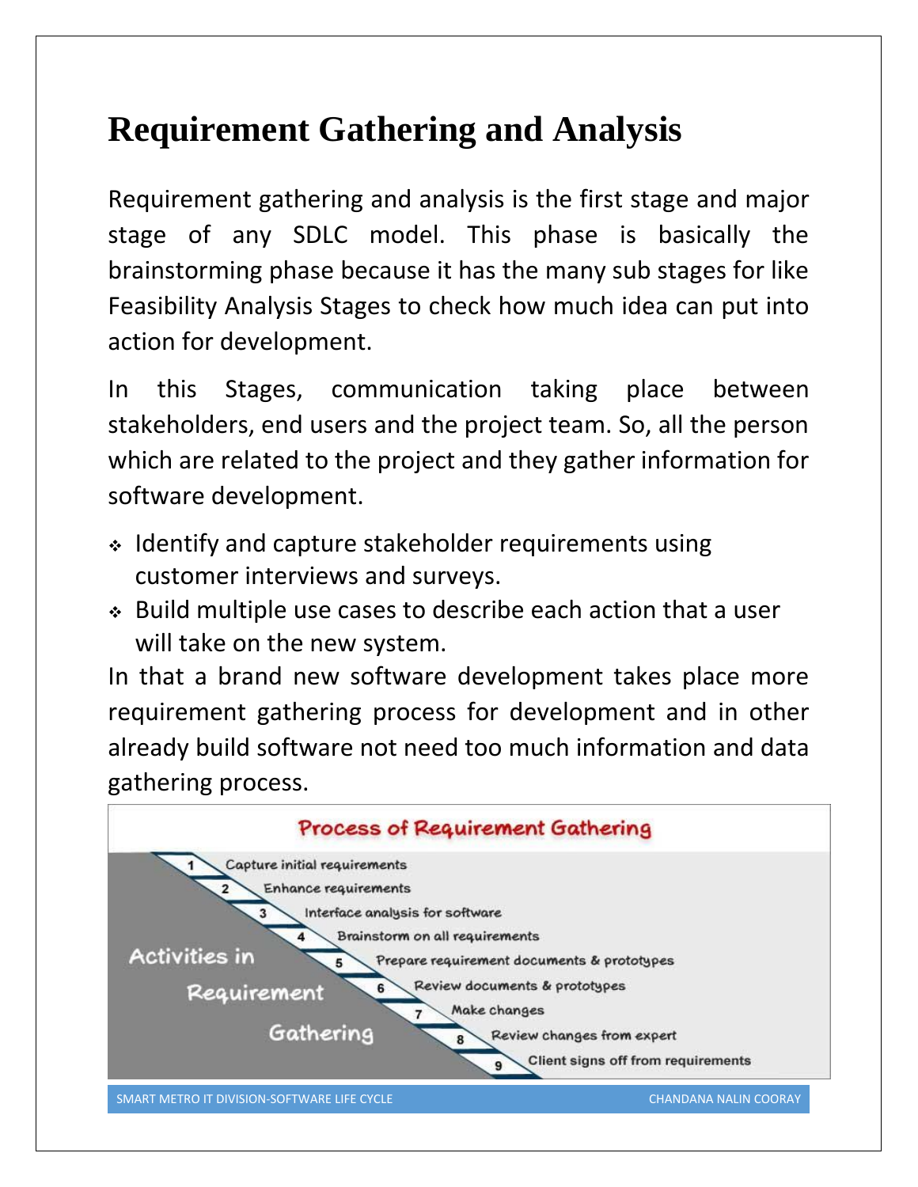# Requirement Gathering and Analysis

Requirement gathering and analysis is the first stage and major stage of any SDLC model. This phase is basically the brainstorming phase because it has the many sub stages for like Feasibility Analysis Stages to check how much idea can put into action for development.

In this Stages, communication taking place between stakeholders, end users and the project team. So, all the person which are related to the project and they gather information for software development.

- Identify and capture stakeholder requirements using customer interviews and surveys.
- Build multiple use cases to describe each action that a user will take on the new system.

In that a brand new software development takes place more requirement gathering process for development and in other already build software not need too much information and data gathering process.

**Process of Requirement Gathering**

Activities in Requirement Gathering

1. Capture initial requirements
2. Enhance requirements
3. Interface analysis for software
4. Brainstorm on all requirements
5. Prepare requirement documents & prototypes
6. Review documents & prototypes
7. Make changes
8. Review changes from expert
9. Client signs off from requirements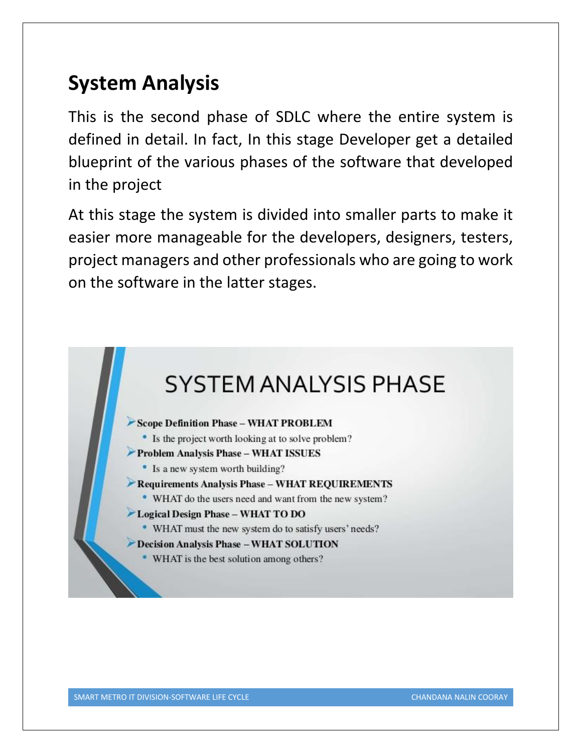# System Analysis

This is the second phase of SDLC where the entire system is defined in detail. In fact, In this stage Developer get a detailed blueprint of the various phases of the software that developed in the project

At this stage the system is divided into smaller parts to make it easier more manageable for the developers, designers, testers, project managers and other professionals who are going to work on the software in the latter stages.

## SYSTEM ANALYSIS PHASE

- **Scope Definition Phase – WHAT PROBLEM**
  - Is the project worth looking at to solve problem?
- **Problem Analysis Phase – WHAT ISSUES**
  - Is a new system worth building?
- **Requirements Analysis Phase – WHAT REQUIREMENTS**
  - WHAT do the users need and want from the new system?
- **Logical Design Phase – WHAT TO DO**
  - WHAT must the new system do to satisfy users' needs?
- **Decision Analysis Phase – WHAT SOLUTION**
  - WHAT is the best solution among others?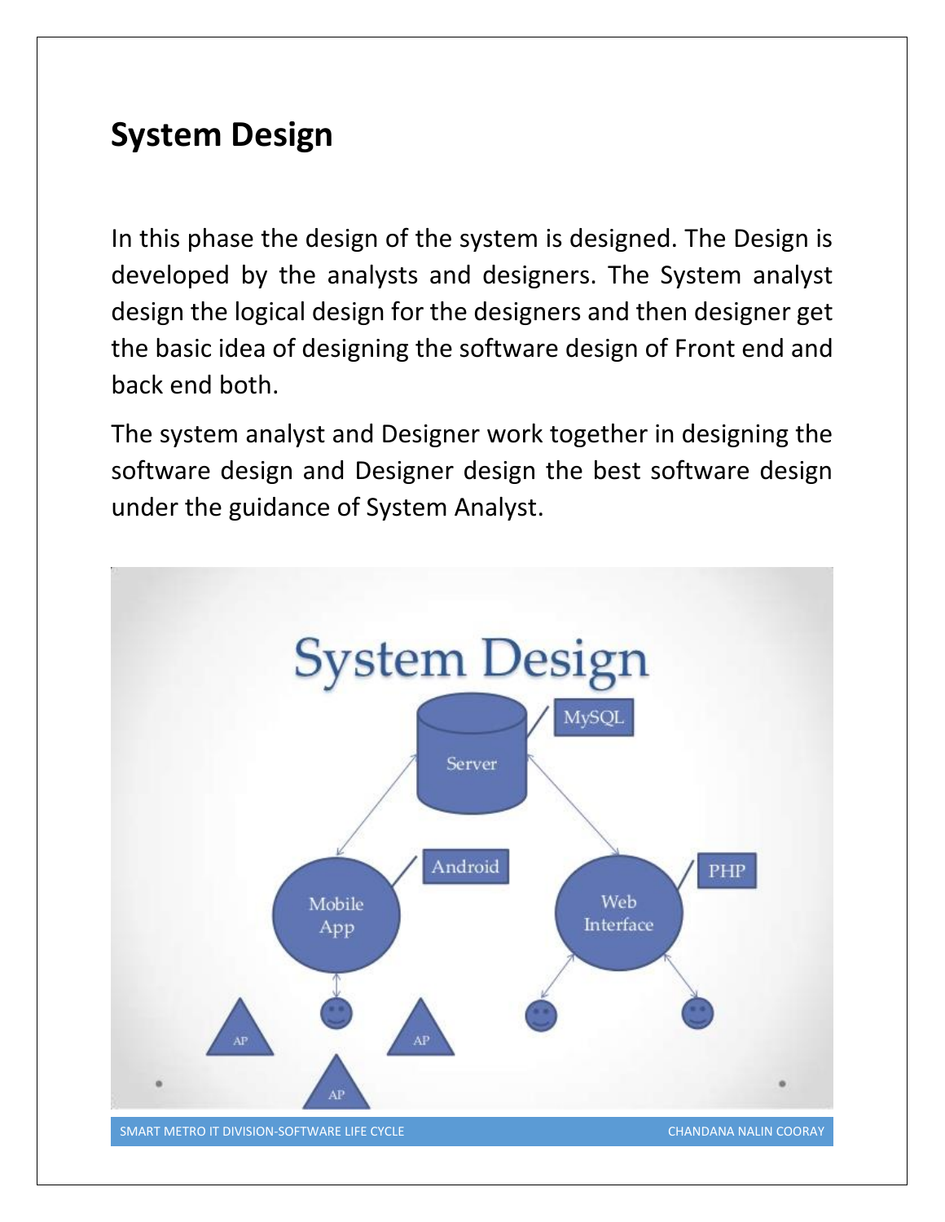## System Design

In this phase the design of the system is designed. The Design is developed by the analysts and designers. The System analyst design the logical design for the designers and then designer get the basic idea of designing the software design of Front end and back end both.

The system analyst and Designer work together in designing the software design and Designer design the best software design under the guidance of System Analyst.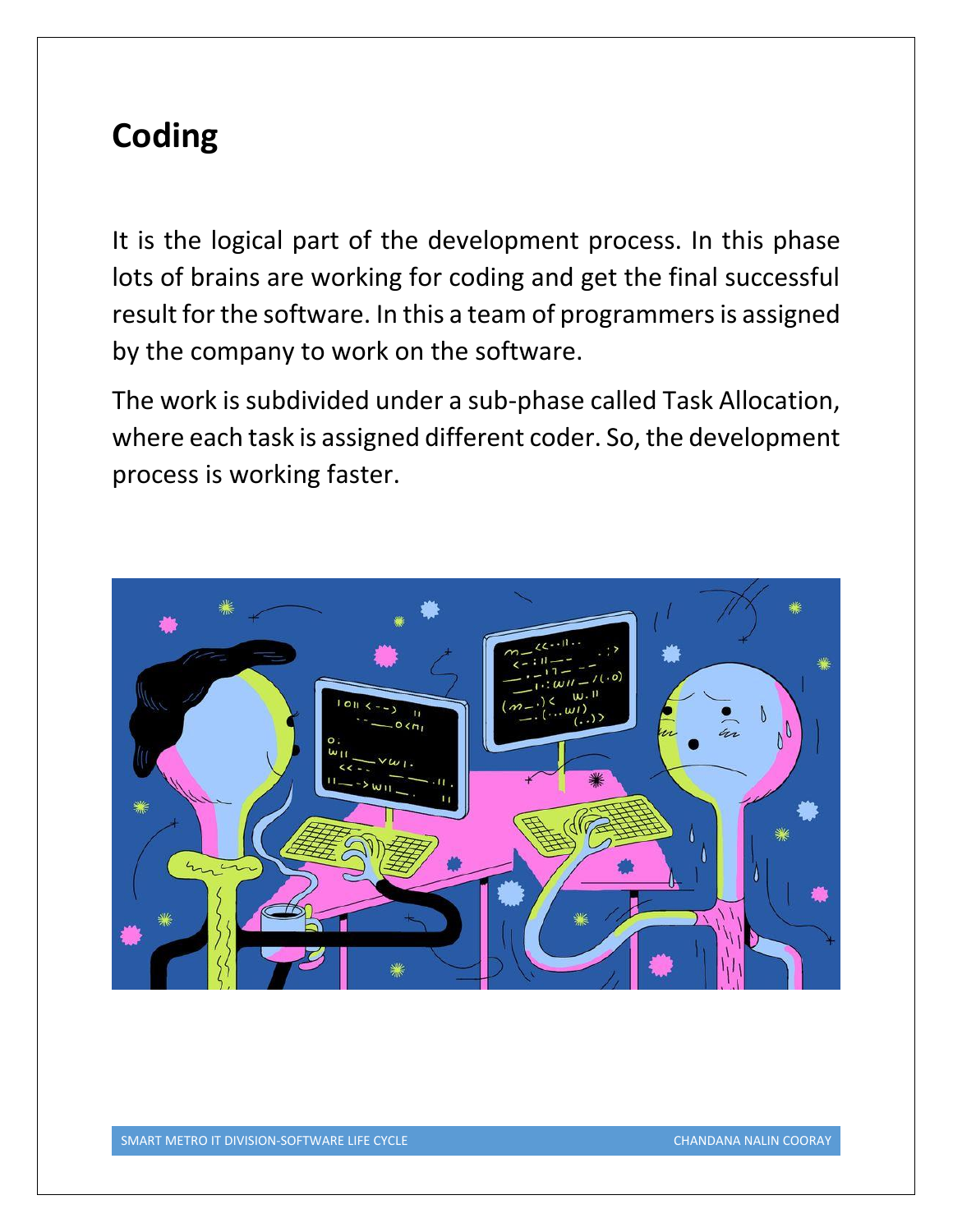## Coding

It is the logical part of the development process. In this phase lots of brains are working for coding and get the final successful result for the software. In this a team of programmers is assigned by the company to work on the software.

The work is subdivided under a sub-phase called Task Allocation, where each task is assigned different coder. So, the development process is working faster.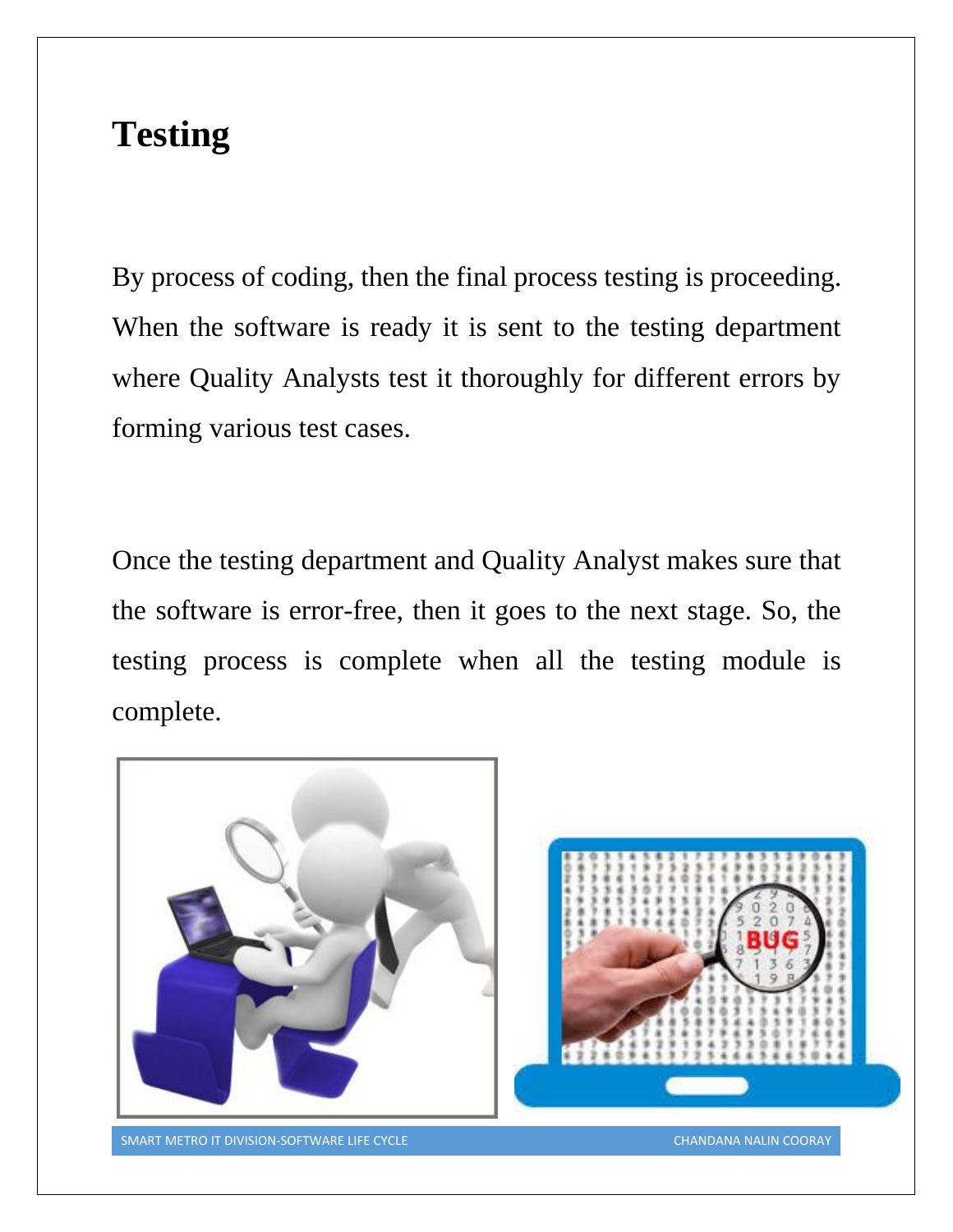# Testing

By process of coding, then the final process testing is proceeding. When the software is ready it is sent to the testing department where Quality Analysts test it thoroughly for different errors by forming various test cases.

Once the testing department and Quality Analyst makes sure that the software is error-free, then it goes to the next stage. So, the testing process is complete when all the testing module is complete.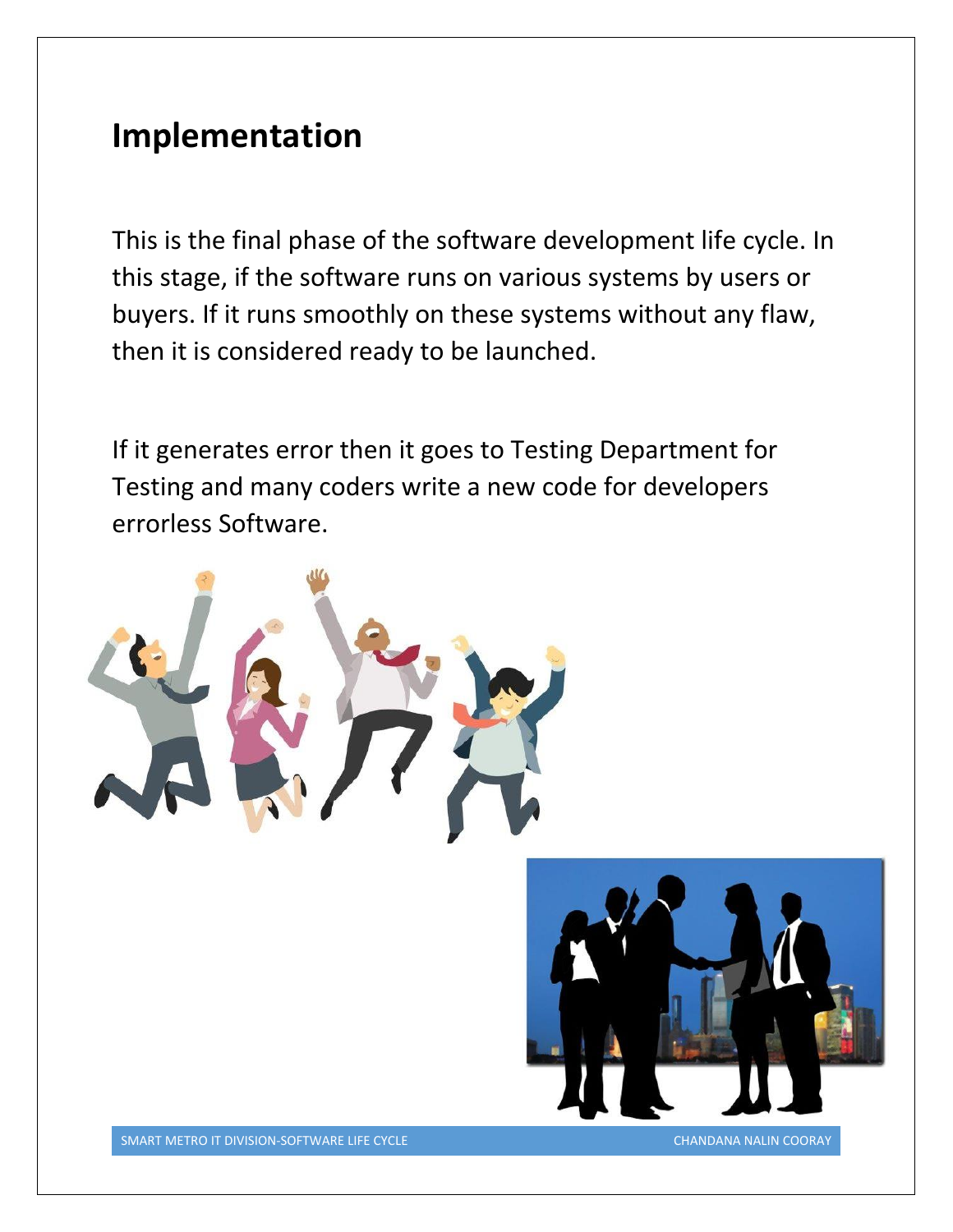# Implementation

This is the final phase of the software development life cycle. In this stage, if the software runs on various systems by users or buyers. If it runs smoothly on these systems without any flaw, then it is considered ready to be launched.

If it generates error then it goes to Testing Department for Testing and many coders write a new code for developers errorless Software.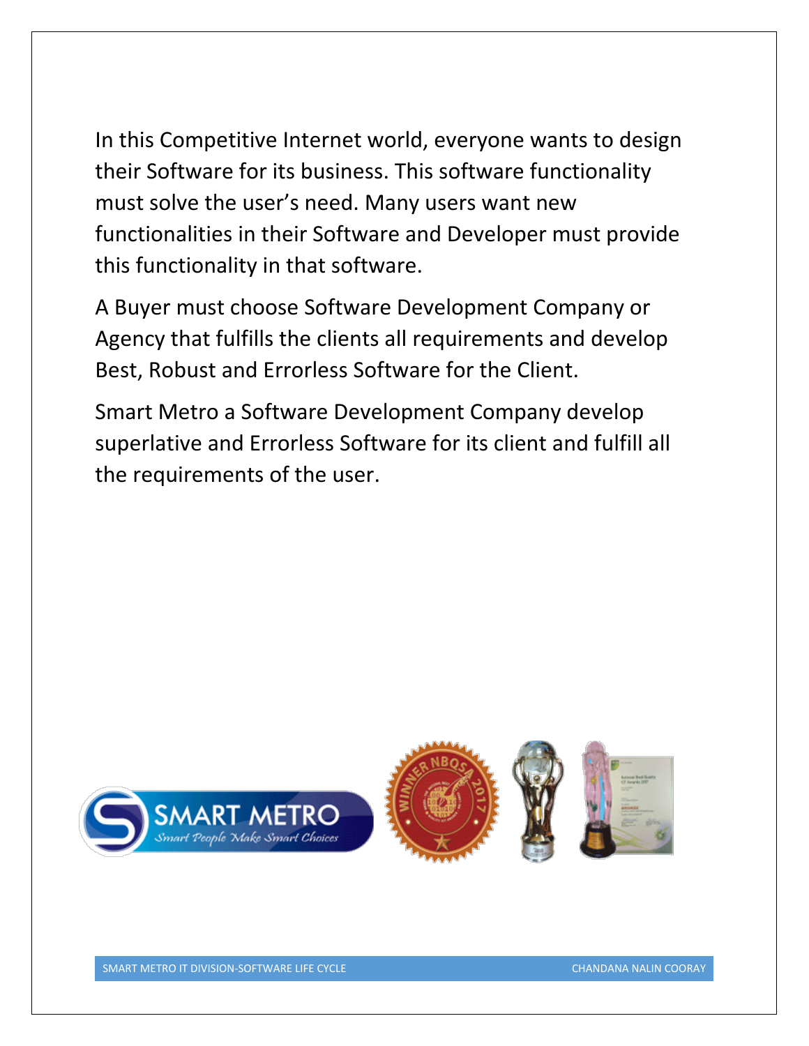In this Competitive Internet world, everyone wants to design their Software for its business. This software functionality must solve the user's need. Many users want new functionalities in their Software and Developer must provide this functionality in that software.

A Buyer must choose Software Development Company or Agency that fulfills the clients all requirements and develop Best, Robust and Errorless Software for the Client.

Smart Metro a Software Development Company develop superlative and Errorless Software for its client and fulfill all the requirements of the user.